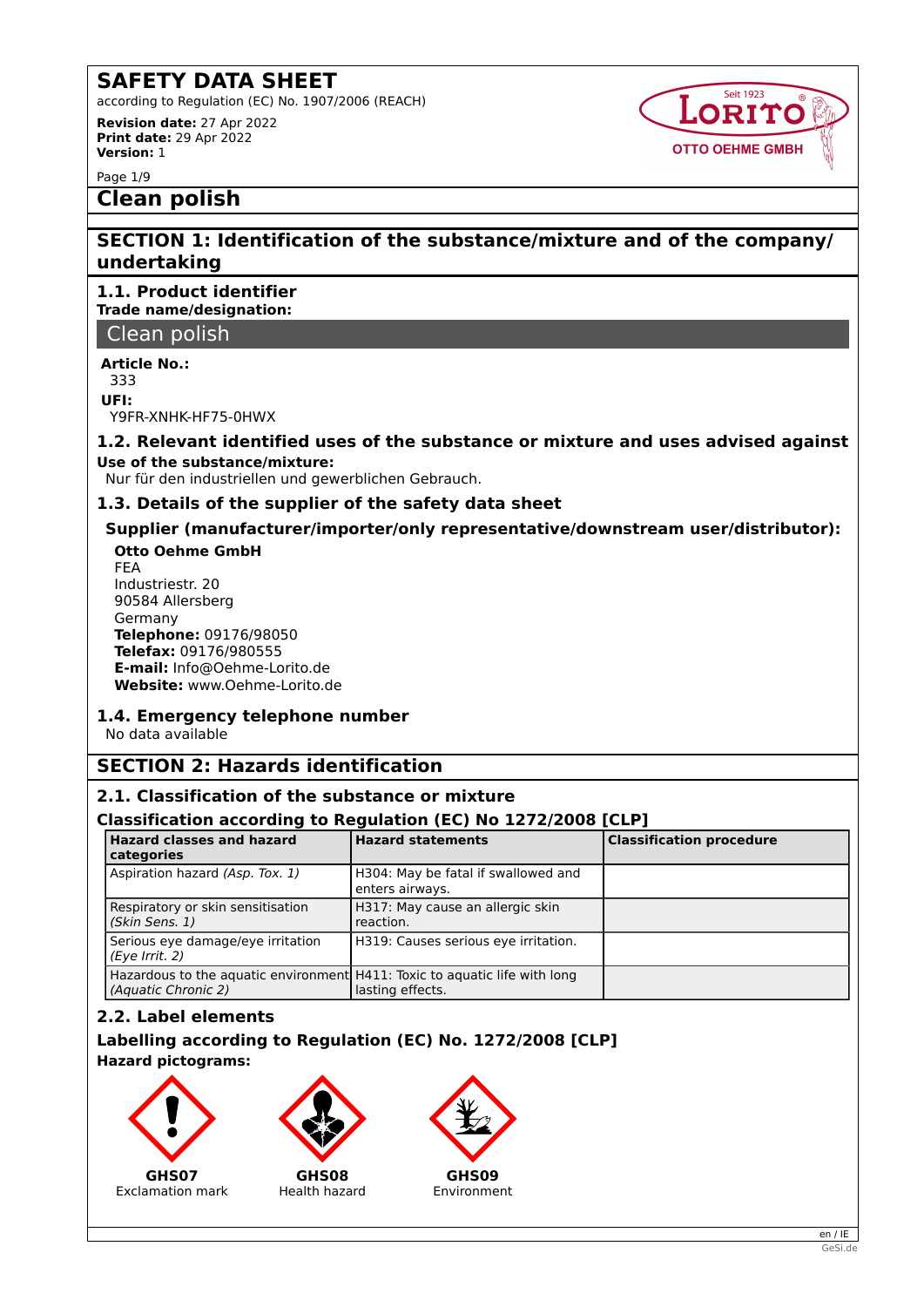# SAFETY DATA SHEET

according to Regulation (EC) No. 1907/2006 (REACH)

**Revision date:** 27 Apr 2022
**Print date:** 29 Apr 2022
**Version:** 1

# Clean polish

## SECTION 1: Identification of the substance/mixture and of the company/undertaking

### 1.1. Product identifier

**Trade name/designation:**

Clean polish

**Article No.:**
333

**UFI:**
Y9FR-XNHK-HF75-0HWX

### 1.2. Relevant identified uses of the substance or mixture and uses advised against

**Use of the substance/mixture:**
Nur für den industriellen und gewerblichen Gebrauch.

### 1.3. Details of the supplier of the safety data sheet

**Supplier (manufacturer/importer/only representative/downstream user/distributor):**

**Otto Oehme GmbH**
FEA
Industriestr. 20
90584 Allersberg
Germany
**Telephone:** 09176/98050
**Telefax:** 09176/980555
**E-mail:** Info@Oehme-Lorito.de
**Website:** www.Oehme-Lorito.de

### 1.4. Emergency telephone number

No data available

## SECTION 2: Hazards identification

### 2.1. Classification of the substance or mixture

**Classification according to Regulation (EC) No 1272/2008 [CLP]**

| Hazard classes and hazard categories | Hazard statements | Classification procedure |
|---|---|---|
| Aspiration hazard *(Asp. Tox. 1)* | H304: May be fatal if swallowed and enters airways. | |
| Respiratory or skin sensitisation *(Skin Sens. 1)* | H317: May cause an allergic skin reaction. | |
| Serious eye damage/eye irritation *(Eye Irrit. 2)* | H319: Causes serious eye irritation. | |
| Hazardous to the aquatic environment *(Aquatic Chronic 2)* | H411: Toxic to aquatic life with long lasting effects. | |

### 2.2. Label elements

**Labelling according to Regulation (EC) No. 1272/2008 [CLP]**

**Hazard pictograms:**

**GHS07** Exclamation mark

**GHS08** Health hazard

**GHS09** Environment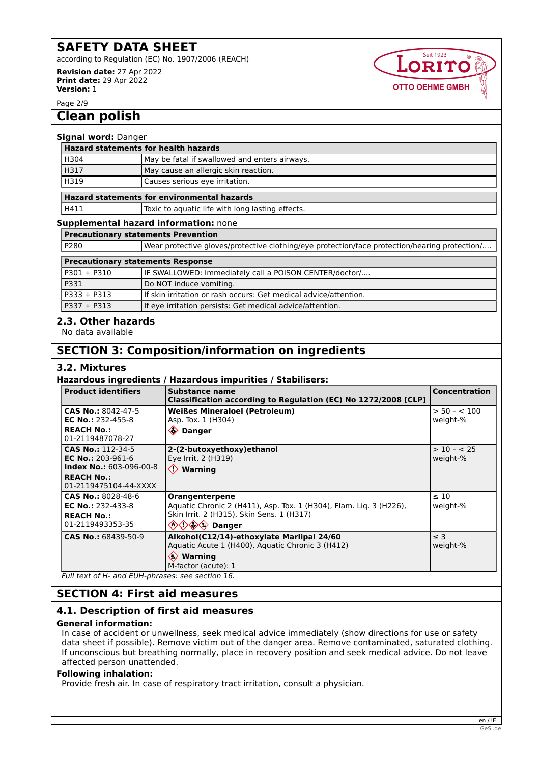**Signal word:** Danger

| Hazard statements for health hazards | |
|---|---|
| H304 | May be fatal if swallowed and enters airways. |
| H317 | May cause an allergic skin reaction. |
| H319 | Causes serious eye irritation. |

| Hazard statements for environmental hazards | |
|---|---|
| H411 | Toxic to aquatic life with long lasting effects. |

**Supplemental hazard information:** none

| Precautionary statements Prevention | |
|---|---|
| P280 | Wear protective gloves/protective clothing/eye protection/face protection/hearing protection/.... |

| Precautionary statements Response | |
|---|---|
| P301 + P310 | IF SWALLOWED: Immediately call a POISON CENTER/doctor/.... |
| P331 | Do NOT induce vomiting. |
| P333 + P313 | If skin irritation or rash occurs: Get medical advice/attention. |
| P337 + P313 | If eye irritation persists: Get medical advice/attention. |

### 2.3. Other hazards

No data available

## SECTION 3: Composition/information on ingredients

### 3.2. Mixtures

**Hazardous ingredients / Hazardous impurities / Stabilisers:**

| Product identifiers | Substance name<br>Classification according to Regulation (EC) No 1272/2008 [CLP] | Concentration |
|---|---|---|
| **CAS No.:** 8042-47-5<br>**EC No.:** 232-455-8<br>**REACH No.:** 01-2119487078-27 | **Weißes Mineraloel (Petroleum)**<br>Asp. Tox. 1 (H304)<br>**Danger** | > 50 – < 100 weight-% |
| **CAS No.:** 112-34-5<br>**EC No.:** 203-961-6<br>**Index No.:** 603-096-00-8<br>**REACH No.:** 01-2119475104-44-XXXX | **2-(2-butoxyethoxy)ethanol**<br>Eye Irrit. 2 (H319)<br>**Warning** | > 10 – < 25 weight-% |
| **CAS No.:** 8028-48-6<br>**EC No.:** 232-433-8<br>**REACH No.:** 01-2119493353-35 | **Orangenterpene**<br>Aquatic Chronic 2 (H411), Asp. Tox. 1 (H304), Flam. Liq. 3 (H226), Skin Irrit. 2 (H315), Skin Sens. 1 (H317)<br>**Danger** | ≤ 10 weight-% |
| **CAS No.:** 68439-50-9 | **Alkohol(C12/14)-ethoxylate Marlipal 24/60**<br>Aquatic Acute 1 (H400), Aquatic Chronic 3 (H412)<br>**Warning**<br>M-factor (acute): 1 | ≤ 3 weight-% |

*Full text of H- and EUH-phrases: see section 16.*

## SECTION 4: First aid measures

### 4.1. Description of first aid measures

**General information:**

In case of accident or unwellness, seek medical advice immediately (show directions for use or safety data sheet if possible). Remove victim out of the danger area. Remove contaminated, saturated clothing. If unconscious but breathing normally, place in recovery position and seek medical advice. Do not leave affected person unattended.

**Following inhalation:**

Provide fresh air. In case of respiratory tract irritation, consult a physician.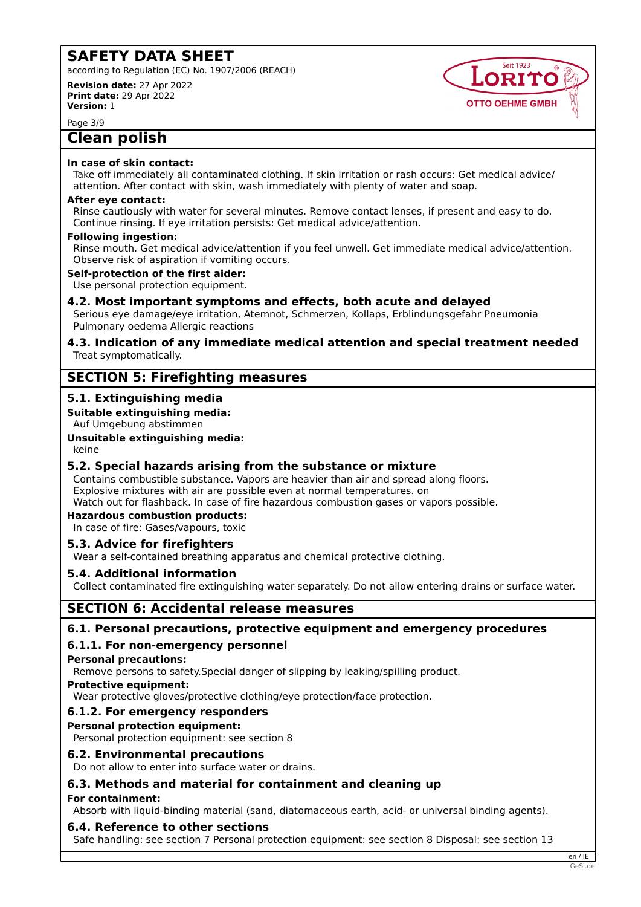**In case of skin contact:**

Take off immediately all contaminated clothing. If skin irritation or rash occurs: Get medical advice/ attention. After contact with skin, wash immediately with plenty of water and soap.

**After eye contact:**

Rinse cautiously with water for several minutes. Remove contact lenses, if present and easy to do. Continue rinsing. If eye irritation persists: Get medical advice/attention.

**Following ingestion:**

Rinse mouth. Get medical advice/attention if you feel unwell. Get immediate medical advice/attention. Observe risk of aspiration if vomiting occurs.

**Self-protection of the first aider:**

Use personal protection equipment.

### 4.2. Most important symptoms and effects, both acute and delayed

Serious eye damage/eye irritation, Atemnot, Schmerzen, Kollaps, Erblindungsgefahr Pneumonia Pulmonary oedema Allergic reactions

### 4.3. Indication of any immediate medical attention and special treatment needed

Treat symptomatically.

## SECTION 5: Firefighting measures

### 5.1. Extinguishing media

**Suitable extinguishing media:**

Auf Umgebung abstimmen

**Unsuitable extinguishing media:**

keine

### 5.2. Special hazards arising from the substance or mixture

Contains combustible substance. Vapors are heavier than air and spread along floors. Explosive mixtures with air are possible even at normal temperatures. on Watch out for flashback. In case of fire hazardous combustion gases or vapors possible.

**Hazardous combustion products:**

In case of fire: Gases/vapours, toxic

### 5.3. Advice for firefighters

Wear a self-contained breathing apparatus and chemical protective clothing.

### 5.4. Additional information

Collect contaminated fire extinguishing water separately. Do not allow entering drains or surface water.

## SECTION 6: Accidental release measures

### 6.1. Personal precautions, protective equipment and emergency procedures

### 6.1.1. For non-emergency personnel

**Personal precautions:**

Remove persons to safety.Special danger of slipping by leaking/spilling product.

**Protective equipment:**

Wear protective gloves/protective clothing/eye protection/face protection.

### 6.1.2. For emergency responders

**Personal protection equipment:**

Personal protection equipment: see section 8

### 6.2. Environmental precautions

Do not allow to enter into surface water or drains.

### 6.3. Methods and material for containment and cleaning up

**For containment:**

Absorb with liquid-binding material (sand, diatomaceous earth, acid- or universal binding agents).

### 6.4. Reference to other sections

Safe handling: see section 7 Personal protection equipment: see section 8 Disposal: see section 13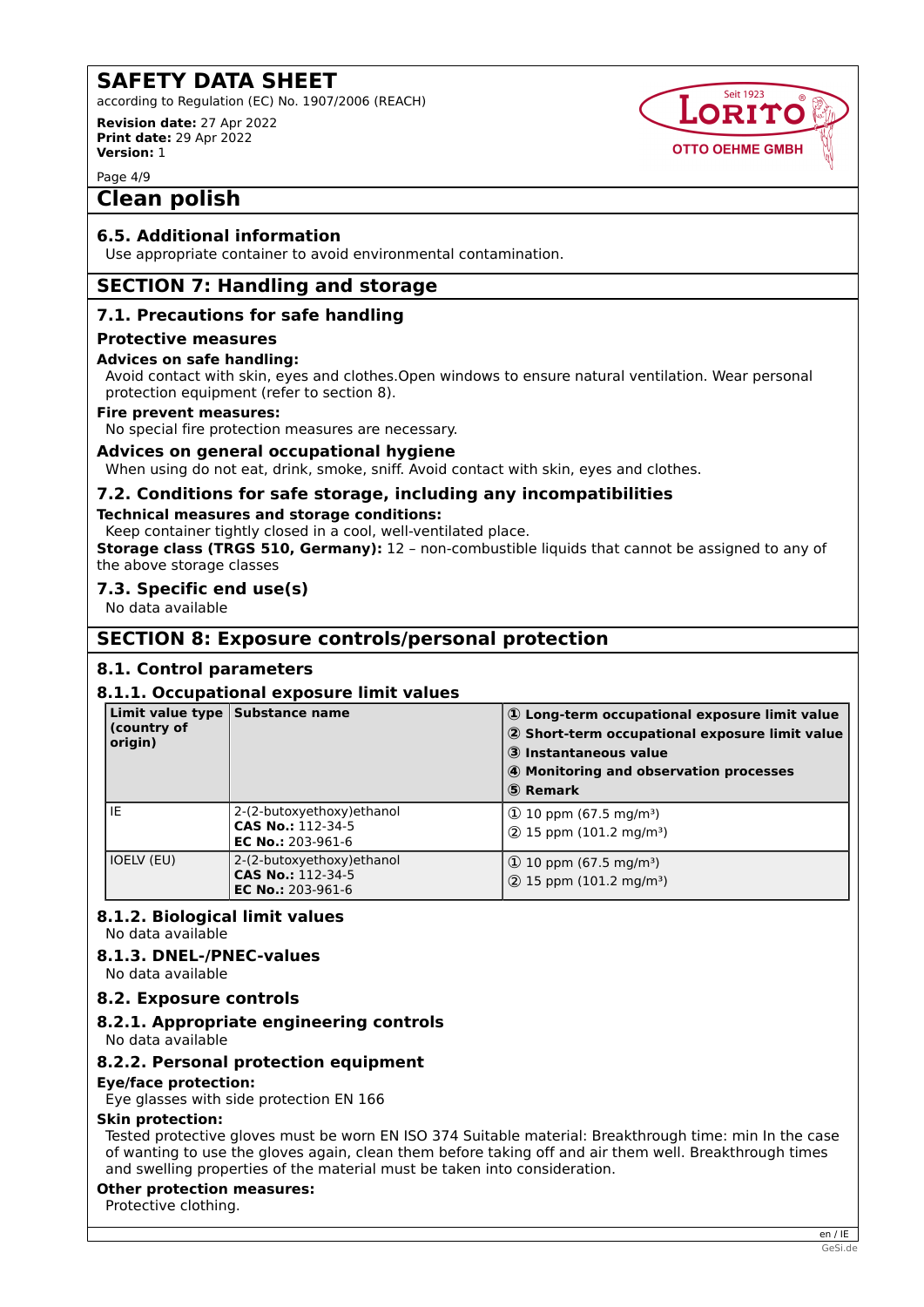## Clean polish

### 6.5. Additional information

Use appropriate container to avoid environmental contamination.

## SECTION 7: Handling and storage

### 7.1. Precautions for safe handling

#### Protective measures

**Advices on safe handling:**

Avoid contact with skin, eyes and clothes.Open windows to ensure natural ventilation. Wear personal protection equipment (refer to section 8).

**Fire prevent measures:**

No special fire protection measures are necessary.

**Advices on general occupational hygiene**

When using do not eat, drink, smoke, sniff. Avoid contact with skin, eyes and clothes.

### 7.2. Conditions for safe storage, including any incompatibilities

**Technical measures and storage conditions:**

Keep container tightly closed in a cool, well-ventilated place.

**Storage class (TRGS 510, Germany):** 12 – non-combustible liquids that cannot be assigned to any of the above storage classes

### 7.3. Specific end use(s)

No data available

## SECTION 8: Exposure controls/personal protection

### 8.1. Control parameters

### 8.1.1. Occupational exposure limit values

| Limit value type (country of origin) | Substance name | ① Long-term occupational exposure limit value<br>② Short-term occupational exposure limit value<br>③ Instantaneous value<br>④ Monitoring and observation processes<br>⑤ Remark |
|---|---|---|
| IE | 2-(2-butoxyethoxy)ethanol<br>**CAS No.:** 112-34-5<br>**EC No.:** 203-961-6 | ① 10 ppm (67.5 mg/m³)<br>② 15 ppm (101.2 mg/m³) |
| IOELV (EU) | 2-(2-butoxyethoxy)ethanol<br>**CAS No.:** 112-34-5<br>**EC No.:** 203-961-6 | ① 10 ppm (67.5 mg/m³)<br>② 15 ppm (101.2 mg/m³) |

### 8.1.2. Biological limit values

No data available

### 8.1.3. DNEL-/PNEC-values

No data available

### 8.2. Exposure controls

### 8.2.1. Appropriate engineering controls

No data available

### 8.2.2. Personal protection equipment

**Eye/face protection:**

Eye glasses with side protection EN 166

**Skin protection:**

Tested protective gloves must be worn EN ISO 374 Suitable material: Breakthrough time: min In the case of wanting to use the gloves again, clean them before taking off and air them well. Breakthrough times and swelling properties of the material must be taken into consideration.

**Other protection measures:**

Protective clothing.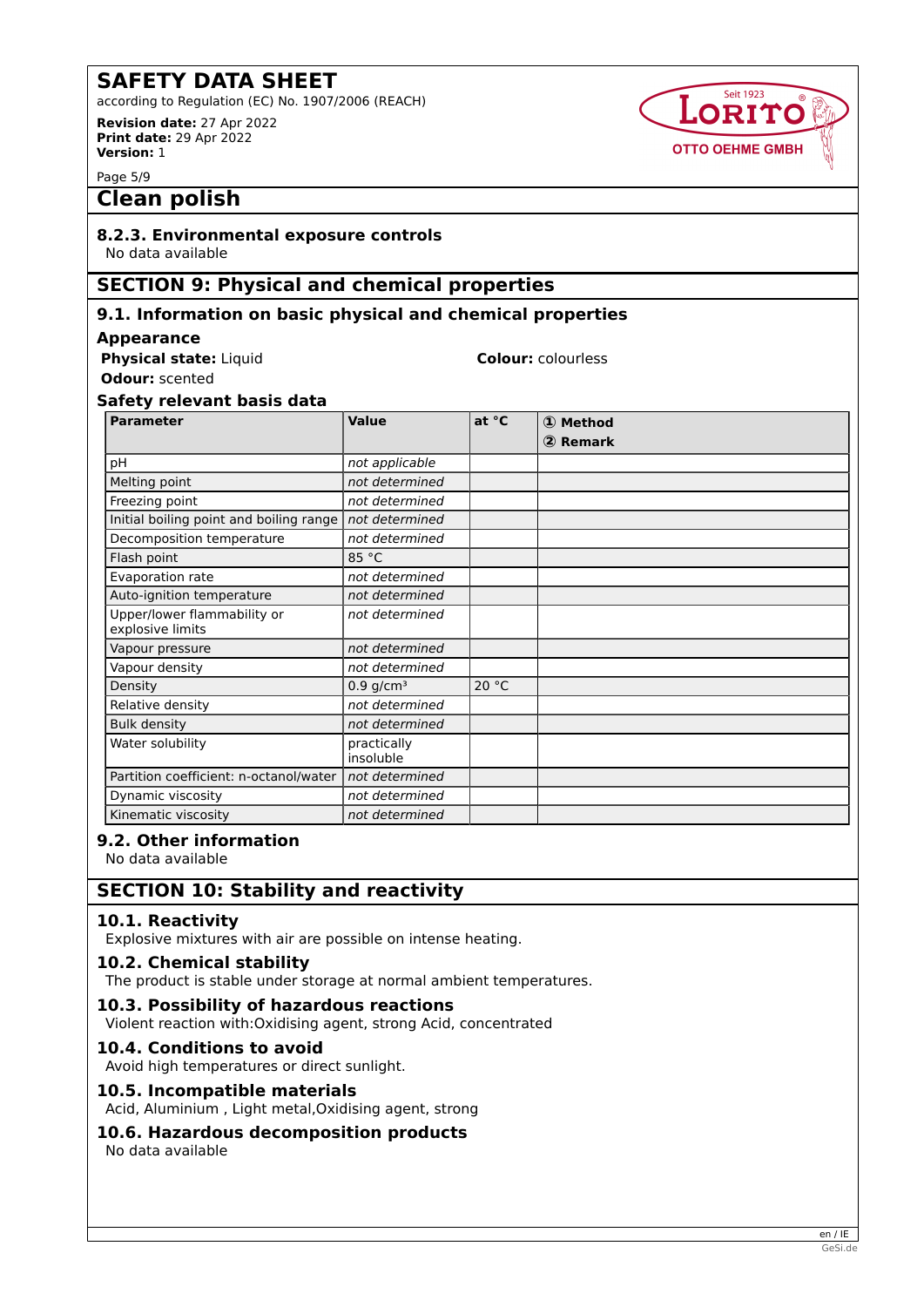# Clean polish

### 8.2.3. Environmental exposure controls

No data available

## SECTION 9: Physical and chemical properties

### 9.1. Information on basic physical and chemical properties

**Appearance**

**Physical state:** Liquid

**Colour:** colourless

**Odour:** scented

**Safety relevant basis data**

| Parameter | Value | at °C | ① Method ② Remark |
|---|---|---|---|
| pH | *not applicable* | | |
| Melting point | *not determined* | | |
| Freezing point | *not determined* | | |
| Initial boiling point and boiling range | *not determined* | | |
| Decomposition temperature | *not determined* | | |
| Flash point | 85 °C | | |
| Evaporation rate | *not determined* | | |
| Auto-ignition temperature | *not determined* | | |
| Upper/lower flammability or explosive limits | *not determined* | | |
| Vapour pressure | *not determined* | | |
| Vapour density | *not determined* | | |
| Density | 0.9 g/cm³ | 20 °C | |
| Relative density | *not determined* | | |
| Bulk density | *not determined* | | |
| Water solubility | practically insoluble | | |
| Partition coefficient: n-octanol/water | *not determined* | | |
| Dynamic viscosity | *not determined* | | |
| Kinematic viscosity | *not determined* | | |

### 9.2. Other information

No data available

## SECTION 10: Stability and reactivity

### 10.1. Reactivity

Explosive mixtures with air are possible on intense heating.

### 10.2. Chemical stability

The product is stable under storage at normal ambient temperatures.

### 10.3. Possibility of hazardous reactions

Violent reaction with:Oxidising agent, strong Acid, concentrated

### 10.4. Conditions to avoid

Avoid high temperatures or direct sunlight.

### 10.5. Incompatible materials

Acid, Aluminium , Light metal,Oxidising agent, strong

### 10.6. Hazardous decomposition products

No data available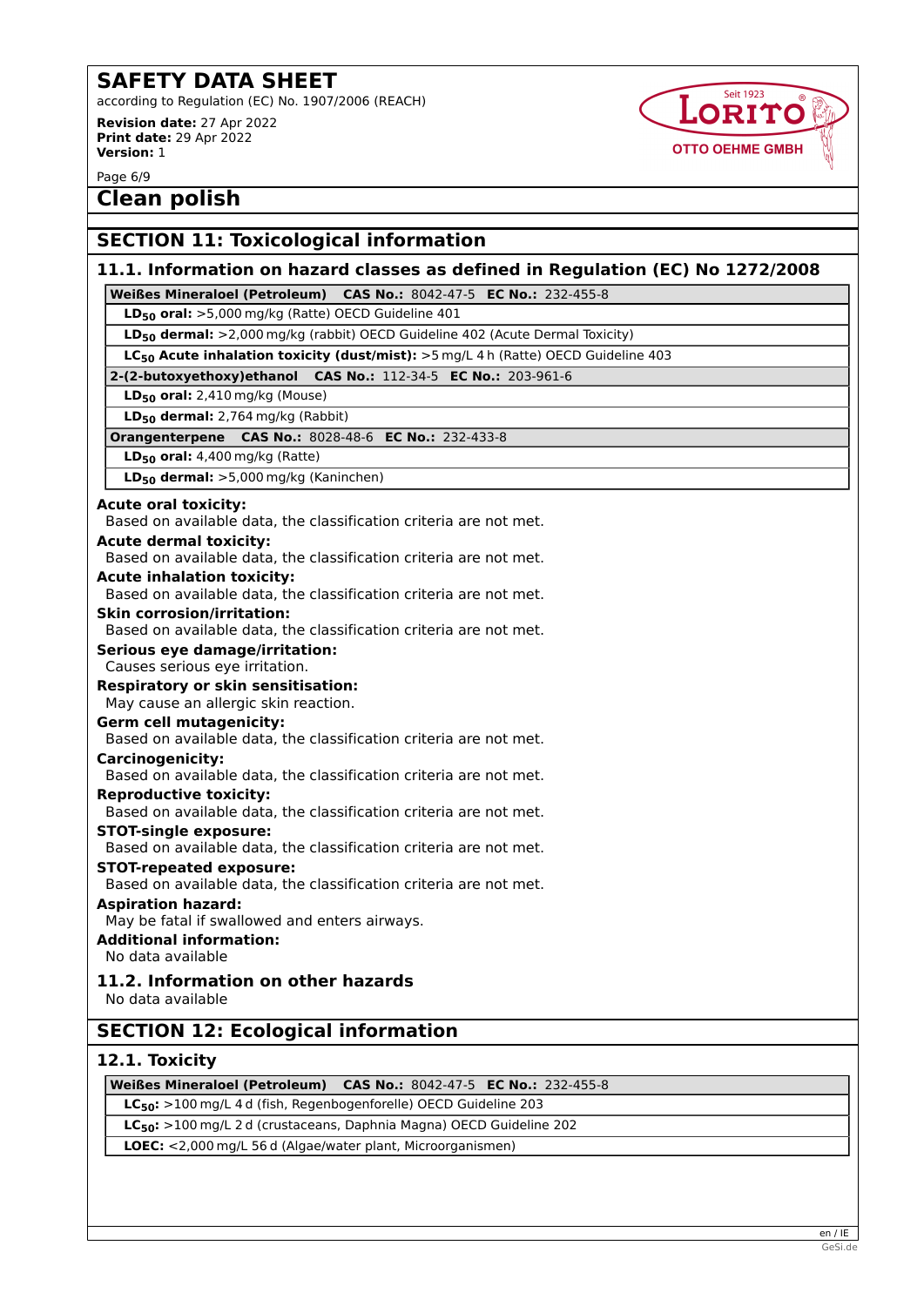## SECTION 11: Toxicological information

### 11.1. Information on hazard classes as defined in Regulation (EC) No 1272/2008

| **Weißes Mineraloel (Petroleum)** **CAS No.:** 8042-47-5 **EC No.:** 232-455-8 |
|---|
| **$LD_{50}$ oral:** >5,000 mg/kg (Ratte) OECD Guideline 401 |
| **$LD_{50}$ dermal:** >2,000 mg/kg (rabbit) OECD Guideline 402 (Acute Dermal Toxicity) |
| **$LC_{50}$ Acute inhalation toxicity (dust/mist):** >5 mg/L 4 h (Ratte) OECD Guideline 403 |
| **2-(2-butoxyethoxy)ethanol** **CAS No.:** 112-34-5 **EC No.:** 203-961-6 |
| **$LD_{50}$ oral:** 2,410 mg/kg (Mouse) |
| **$LD_{50}$ dermal:** 2,764 mg/kg (Rabbit) |
| **Orangenterpene** **CAS No.:** 8028-48-6 **EC No.:** 232-433-8 |
| **$LD_{50}$ oral:** 4,400 mg/kg (Ratte) |
| **$LD_{50}$ dermal:** >5,000 mg/kg (Kaninchen) |

**Acute oral toxicity:**
Based on available data, the classification criteria are not met.

**Acute dermal toxicity:**
Based on available data, the classification criteria are not met.

**Acute inhalation toxicity:**
Based on available data, the classification criteria are not met.

**Skin corrosion/irritation:**
Based on available data, the classification criteria are not met.

**Serious eye damage/irritation:**
Causes serious eye irritation.

**Respiratory or skin sensitisation:**
May cause an allergic skin reaction.

**Germ cell mutagenicity:**
Based on available data, the classification criteria are not met.

**Carcinogenicity:**
Based on available data, the classification criteria are not met.

**Reproductive toxicity:**
Based on available data, the classification criteria are not met.

**STOT-single exposure:**
Based on available data, the classification criteria are not met.

**STOT-repeated exposure:**
Based on available data, the classification criteria are not met.

**Aspiration hazard:**
May be fatal if swallowed and enters airways.

**Additional information:**
No data available

### 11.2. Information on other hazards

No data available

## SECTION 12: Ecological information

### 12.1. Toxicity

| **Weißes Mineraloel (Petroleum)** **CAS No.:** 8042-47-5 **EC No.:** 232-455-8 |
|---|
| **$LC_{50}$:** >100 mg/L 4 d (fish, Regenbogenforelle) OECD Guideline 203 |
| **$LC_{50}$:** >100 mg/L 2 d (crustaceans, Daphnia Magna) OECD Guideline 202 |
| **LOEC:** <2,000 mg/L 56 d (Algae/water plant, Microorganismen) |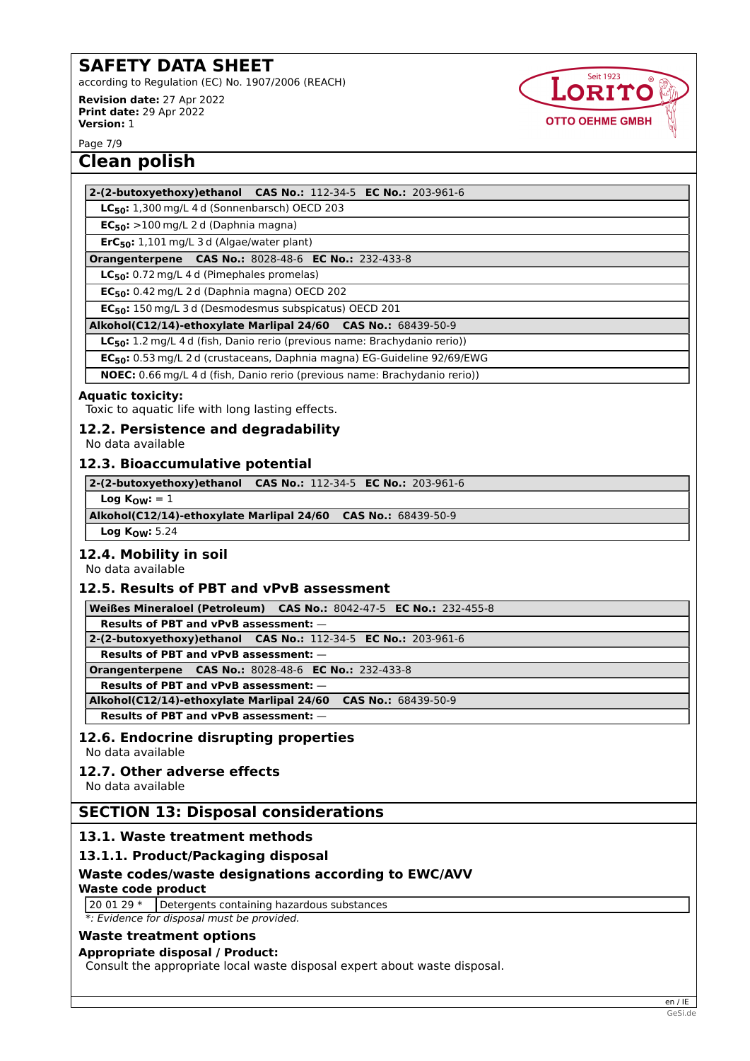# Clean polish

| 2-(2-butoxyethoxy)ethanol   **CAS No.:** 112-34-5   **EC No.:** 203-961-6 |
|---|
| **$LC_{50}$:** 1,300 mg/L 4 d (Sonnenbarsch) OECD 203 |
| **$EC_{50}$:** >100 mg/L 2 d (Daphnia magna) |
| **$ErC_{50}$:** 1,101 mg/L 3 d (Algae/water plant) |
| **Orangenterpene   CAS No.:** 8028-48-6   **EC No.:** 232-433-8 |
| **$LC_{50}$:** 0.72 mg/L 4 d (Pimephales promelas) |
| **$EC_{50}$:** 0.42 mg/L 2 d (Daphnia magna) OECD 202 |
| **$EC_{50}$:** 150 mg/L 3 d (Desmodesmus subspicatus) OECD 201 |
| **Alkohol(C12/14)-ethoxylate Marlipal 24/60   CAS No.:** 68439-50-9 |
| **$LC_{50}$:** 1.2 mg/L 4 d (fish, Danio rerio (previous name: Brachydanio rerio)) |
| **$EC_{50}$:** 0.53 mg/L 2 d (crustaceans, Daphnia magna) EG-Guideline 92/69/EWG |
| **NOEC:** 0.66 mg/L 4 d (fish, Danio rerio (previous name: Brachydanio rerio)) |

**Aquatic toxicity:**
Toxic to aquatic life with long lasting effects.

## 12.2. Persistence and degradability

No data available

## 12.3. Bioaccumulative potential

| **2-(2-butoxyethoxy)ethanol   CAS No.:** 112-34-5   **EC No.:** 203-961-6 |
|---|
| **Log $K_{OW}$:** = 1 |
| **Alkohol(C12/14)-ethoxylate Marlipal 24/60   CAS No.:** 68439-50-9 |
| **Log $K_{OW}$:** 5.24 |

## 12.4. Mobility in soil

No data available

## 12.5. Results of PBT and vPvB assessment

| **Weißes Mineraloel (Petroleum)   CAS No.:** 8042-47-5   **EC No.:** 232-455-8 |
|---|
| **Results of PBT and vPvB assessment:** — |
| **2-(2-butoxyethoxy)ethanol   CAS No.:** 112-34-5   **EC No.:** 203-961-6 |
| **Results of PBT and vPvB assessment:** — |
| **Orangenterpene   CAS No.:** 8028-48-6   **EC No.:** 232-433-8 |
| **Results of PBT and vPvB assessment:** — |
| **Alkohol(C12/14)-ethoxylate Marlipal 24/60   CAS No.:** 68439-50-9 |
| **Results of PBT and vPvB assessment:** — |

## 12.6. Endocrine disrupting properties

No data available

## 12.7. Other adverse effects

No data available

# SECTION 13: Disposal considerations

## 13.1. Waste treatment methods

### 13.1.1. Product/Packaging disposal

### Waste codes/waste designations according to EWC/AVV

**Waste code product**

| 20 01 29 * | Detergents containing hazardous substances |
|---|---|

*\*: Evidence for disposal must be provided.*

### Waste treatment options

**Appropriate disposal / Product:**
Consult the appropriate local waste disposal expert about waste disposal.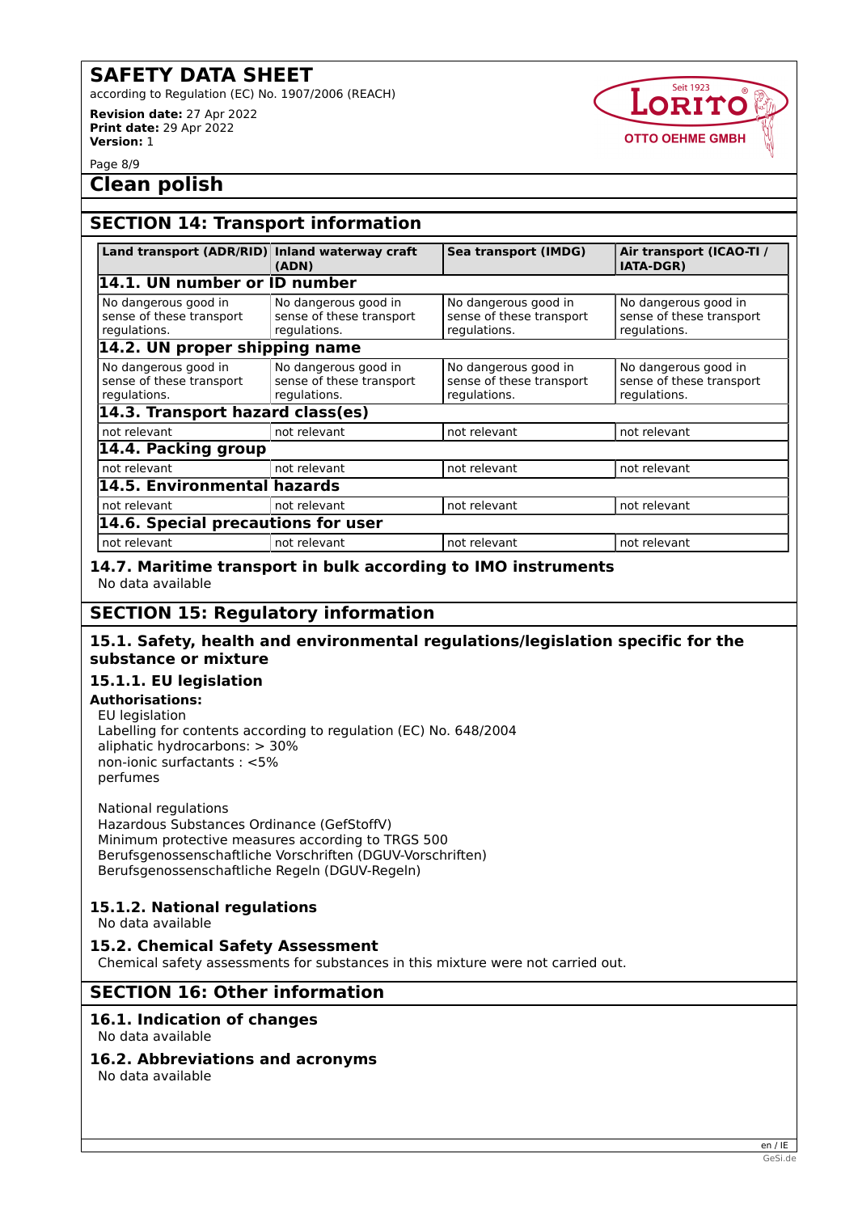## Clean polish

## SECTION 14: Transport information

| Land transport (ADR/RID) | Inland waterway craft (ADN) | Sea transport (IMDG) | Air transport (ICAO-TI / IATA-DGR) |
|---|---|---|---|
| **14.1. UN number or ID number** | | | |
| No dangerous good in sense of these transport regulations. | No dangerous good in sense of these transport regulations. | No dangerous good in sense of these transport regulations. | No dangerous good in sense of these transport regulations. |
| **14.2. UN proper shipping name** | | | |
| No dangerous good in sense of these transport regulations. | No dangerous good in sense of these transport regulations. | No dangerous good in sense of these transport regulations. | No dangerous good in sense of these transport regulations. |
| **14.3. Transport hazard class(es)** | | | |
| not relevant | not relevant | not relevant | not relevant |
| **14.4. Packing group** | | | |
| not relevant | not relevant | not relevant | not relevant |
| **14.5. Environmental hazards** | | | |
| not relevant | not relevant | not relevant | not relevant |
| **14.6. Special precautions for user** | | | |
| not relevant | not relevant | not relevant | not relevant |

### 14.7. Maritime transport in bulk according to IMO instruments

No data available

## SECTION 15: Regulatory information

### 15.1. Safety, health and environmental regulations/legislation specific for the substance or mixture

#### 15.1.1. EU legislation

**Authorisations:**

EU legislation
Labelling for contents according to regulation (EC) No. 648/2004
aliphatic hydrocarbons: > 30%
non-ionic surfactants : <5%
perfumes

National regulations
Hazardous Substances Ordinance (GefStoffV)
Minimum protective measures according to TRGS 500
Berufsgenossenschaftliche Vorschriften (DGUV-Vorschriften)
Berufsgenossenschaftliche Regeln (DGUV-Regeln)

#### 15.1.2. National regulations

No data available

### 15.2. Chemical Safety Assessment

Chemical safety assessments for substances in this mixture were not carried out.

## SECTION 16: Other information

### 16.1. Indication of changes

No data available

### 16.2. Abbreviations and acronyms

No data available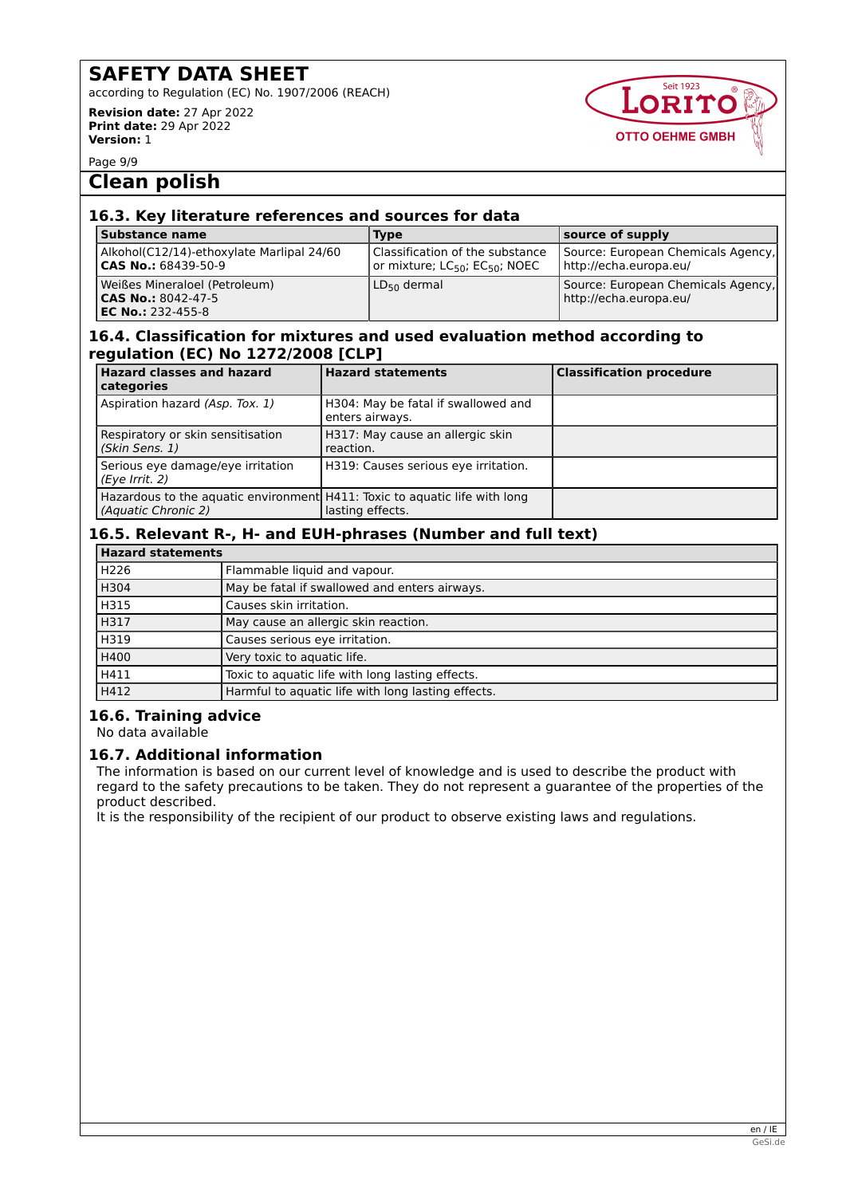## 16.3. Key literature references and sources for data

| Substance name | Type | source of supply |
|---|---|---|
| Alkohol(C12/14)-ethoxylate Marlipal 24/60<br>**CAS No.:** 68439-50-9 | Classification of the substance or mixture; $LC_{50}$; $EC_{50}$; NOEC | Source: European Chemicals Agency, http://echa.europa.eu/ |
| Weißes Mineraloel (Petroleum)<br>**CAS No.:** 8042-47-5<br>**EC No.:** 232-455-8 | $LD_{50}$ dermal | Source: European Chemicals Agency, http://echa.europa.eu/ |

## 16.4. Classification for mixtures and used evaluation method according to regulation (EC) No 1272/2008 [CLP]

| Hazard classes and hazard categories | Hazard statements | Classification procedure |
|---|---|---|
| Aspiration hazard *(Asp. Tox. 1)* | H304: May be fatal if swallowed and enters airways. | |
| Respiratory or skin sensitisation *(Skin Sens. 1)* | H317: May cause an allergic skin reaction. | |
| Serious eye damage/eye irritation *(Eye Irrit. 2)* | H319: Causes serious eye irritation. | |
| Hazardous to the aquatic environment *(Aquatic Chronic 2)* | H411: Toxic to aquatic life with long lasting effects. | |

## 16.5. Relevant R-, H- and EUH-phrases (Number and full text)

| Hazard statements | |
|---|---|
| H226 | Flammable liquid and vapour. |
| H304 | May be fatal if swallowed and enters airways. |
| H315 | Causes skin irritation. |
| H317 | May cause an allergic skin reaction. |
| H319 | Causes serious eye irritation. |
| H400 | Very toxic to aquatic life. |
| H411 | Toxic to aquatic life with long lasting effects. |
| H412 | Harmful to aquatic life with long lasting effects. |

## 16.6. Training advice

No data available

## 16.7. Additional information

The information is based on our current level of knowledge and is used to describe the product with regard to the safety precautions to be taken. They do not represent a guarantee of the properties of the product described.

It is the responsibility of the recipient of our product to observe existing laws and regulations.